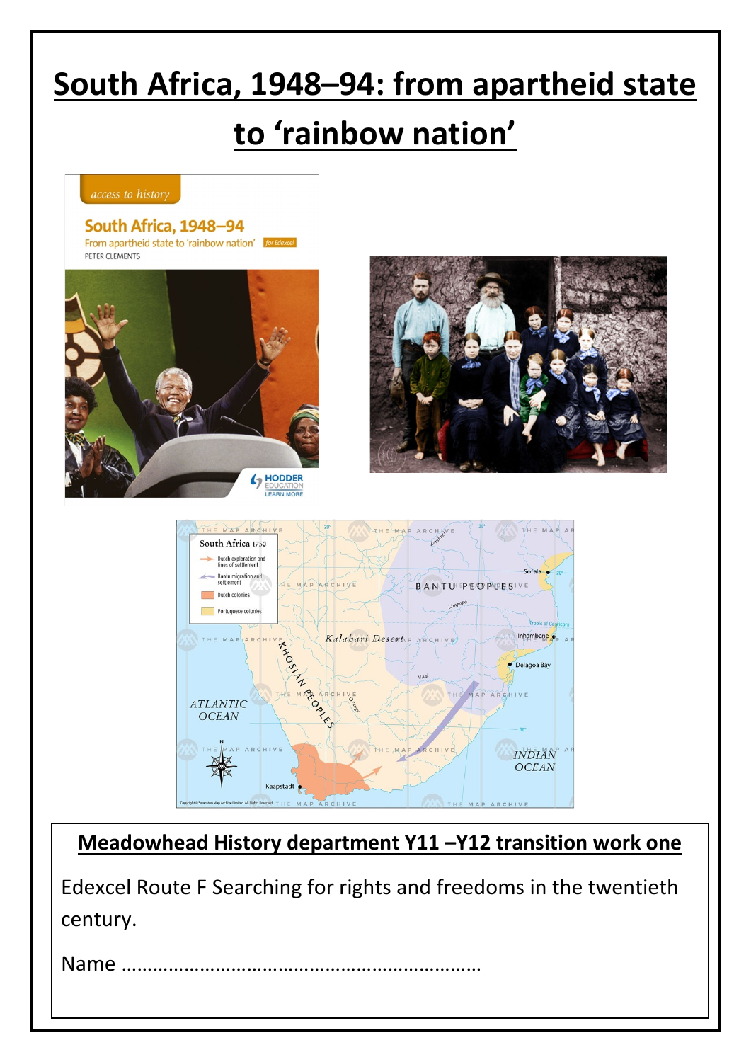# South Africa, 1948–94: from apartheid state to 'rainbow nation'

## Meadowhead History department Y11 –Y12 transition work one

Edexcel Route F Searching for rights and freedoms in the twentieth century.

Name ……………………………………………………………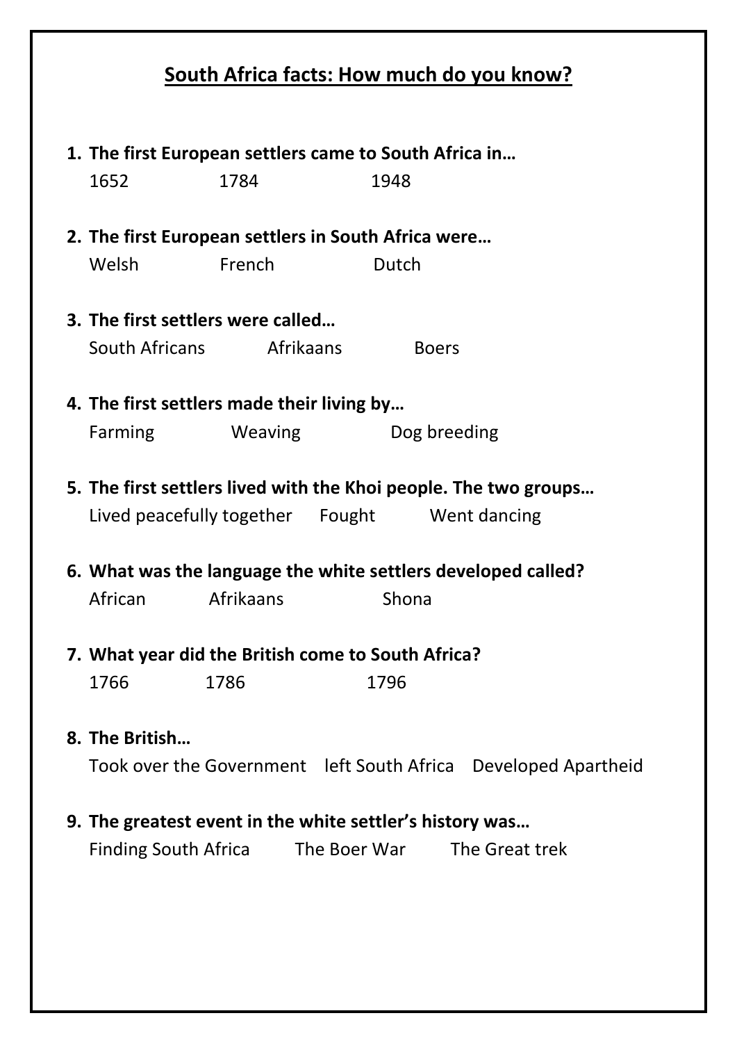## South Africa facts: How much do you know?

1. **The first European settlers came to South Africa in…**
   1652 1784 1948
2. **The first European settlers in South Africa were…**
   Welsh French Dutch
3. **The first settlers were called…**
   South Africans Afrikaans Boers
4. **The first settlers made their living by…**
   Farming Weaving Dog breeding
5. **The first settlers lived with the Khoi people. The two groups…**
   Lived peacefully together Fought Went dancing
6. **What was the language the white settlers developed called?**
   African Afrikaans Shona
7. **What year did the British come to South Africa?**
   1766 1786 1796
8. **The British…**
   Took over the Government left South Africa Developed Apartheid
9. **The greatest event in the white settler's history was…**
   Finding South Africa The Boer War The Great trek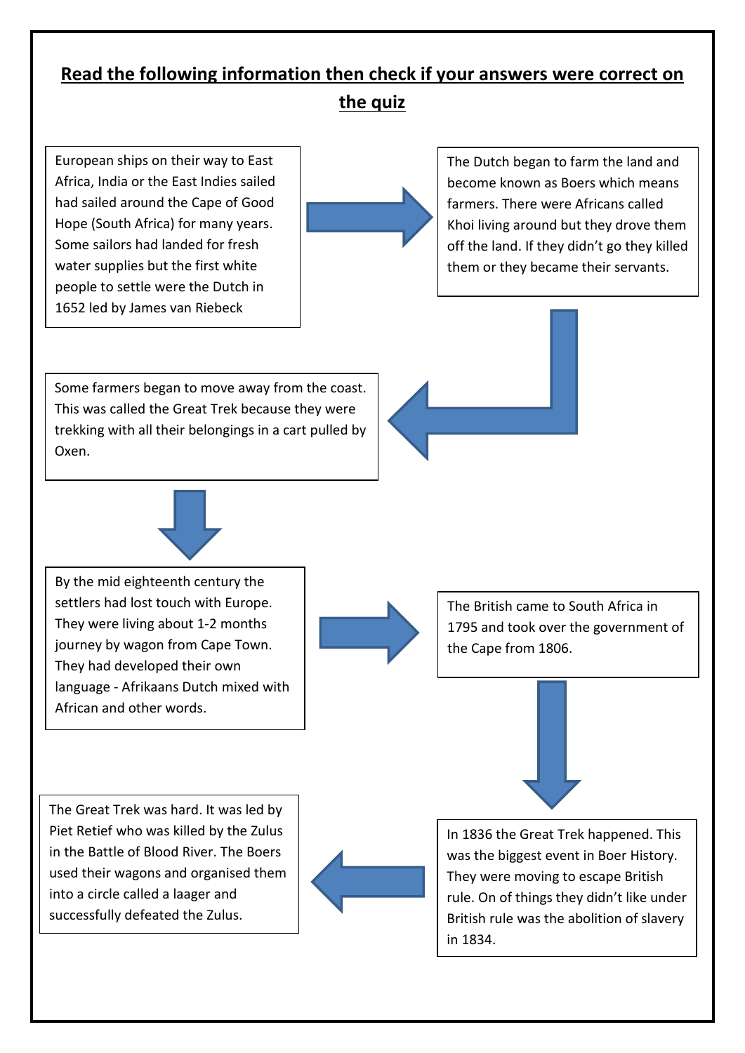# Read the following information then check if your answers were correct on the quiz

European ships on their way to East Africa, India or the East Indies sailed had sailed around the Cape of Good Hope (South Africa) for many years. Some sailors had landed for fresh water supplies but the first white people to settle were the Dutch in 1652 led by James van Riebeck

The Dutch began to farm the land and become known as Boers which means farmers. There were Africans called Khoi living around but they drove them off the land. If they didn't go they killed them or they became their servants.

Some farmers began to move away from the coast. This was called the Great Trek because they were trekking with all their belongings in a cart pulled by Oxen.

By the mid eighteenth century the settlers had lost touch with Europe. They were living about 1-2 months journey by wagon from Cape Town. They had developed their own language - Afrikaans Dutch mixed with African and other words.

The British came to South Africa in 1795 and took over the government of the Cape from 1806.

In 1836 the Great Trek happened. This was the biggest event in Boer History. They were moving to escape British rule. On of things they didn't like under British rule was the abolition of slavery in 1834.

The Great Trek was hard. It was led by Piet Retief who was killed by the Zulus in the Battle of Blood River. The Boers used their wagons and organised them into a circle called a laager and successfully defeated the Zulus.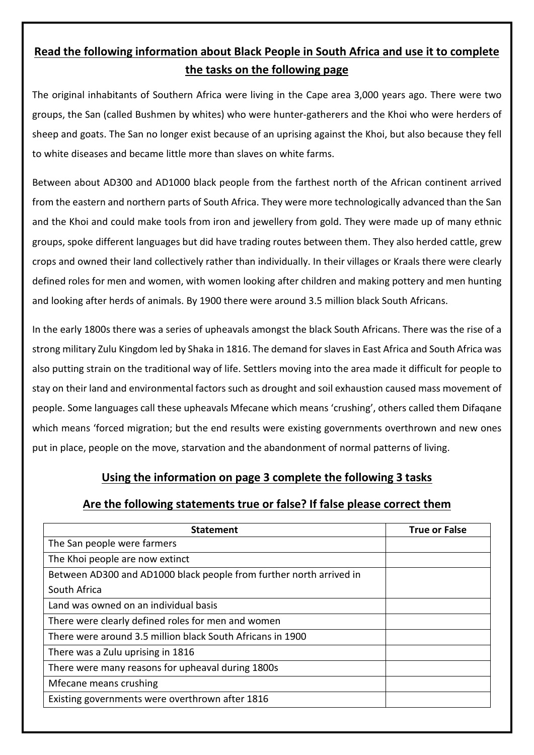## Read the following information about Black People in South Africa and use it to complete the tasks on the following page

The original inhabitants of Southern Africa were living in the Cape area 3,000 years ago. There were two groups, the San (called Bushmen by whites) who were hunter-gatherers and the Khoi who were herders of sheep and goats. The San no longer exist because of an uprising against the Khoi, but also because they fell to white diseases and became little more than slaves on white farms.

Between about AD300 and AD1000 black people from the farthest north of the African continent arrived from the eastern and northern parts of South Africa. They were more technologically advanced than the San and the Khoi and could make tools from iron and jewellery from gold. They were made up of many ethnic groups, spoke different languages but did have trading routes between them. They also herded cattle, grew crops and owned their land collectively rather than individually. In their villages or Kraals there were clearly defined roles for men and women, with women looking after children and making pottery and men hunting and looking after herds of animals. By 1900 there were around 3.5 million black South Africans.

In the early 1800s there was a series of upheavals amongst the black South Africans. There was the rise of a strong military Zulu Kingdom led by Shaka in 1816. The demand for slaves in East Africa and South Africa was also putting strain on the traditional way of life. Settlers moving into the area made it difficult for people to stay on their land and environmental factors such as drought and soil exhaustion caused mass movement of people. Some languages call these upheavals Mfecane which means 'crushing', others called them Difaqane which means 'forced migration; but the end results were existing governments overthrown and new ones put in place, people on the move, starvation and the abandonment of normal patterns of living.

### Using the information on page 3 complete the following 3 tasks

### Are the following statements true or false? If false please correct them

| Statement | True or False |
| --- | --- |
| The San people were farmers | |
| The Khoi people are now extinct | |
| Between AD300 and AD1000 black people from further north arrived in South Africa | |
| Land was owned on an individual basis | |
| There were clearly defined roles for men and women | |
| There were around 3.5 million black South Africans in 1900 | |
| There was a Zulu uprising in 1816 | |
| There were many reasons for upheaval during 1800s | |
| Mfecane means crushing | |
| Existing governments were overthrown after 1816 | |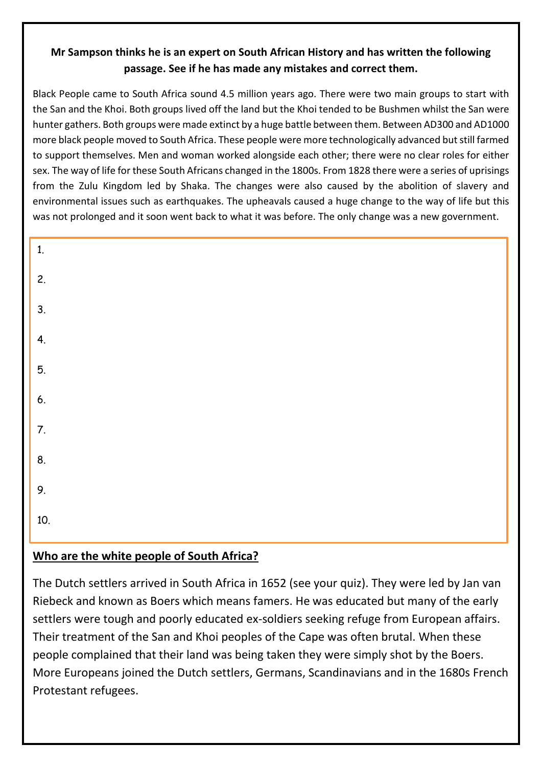**Mr Sampson thinks he is an expert on South African History and has written the following passage. See if he has made any mistakes and correct them.**

Black People came to South Africa sound 4.5 million years ago. There were two main groups to start with the San and the Khoi. Both groups lived off the land but the Khoi tended to be Bushmen whilst the San were hunter gathers. Both groups were made extinct by a huge battle between them. Between AD300 and AD1000 more black people moved to South Africa. These people were more technologically advanced but still farmed to support themselves. Men and woman worked alongside each other; there were no clear roles for either sex. The way of life for these South Africans changed in the 1800s. From 1828 there were a series of uprisings from the Zulu Kingdom led by Shaka. The changes were also caused by the abolition of slavery and environmental issues such as earthquakes. The upheavals caused a huge change to the way of life but this was not prolonged and it soon went back to what it was before. The only change was a new government.

1.

2.

3.

4.

5.

6.

7.

8.

9.

10.

## Who are the white people of South Africa?

The Dutch settlers arrived in South Africa in 1652 (see your quiz). They were led by Jan van Riebeck and known as Boers which means famers. He was educated but many of the early settlers were tough and poorly educated ex-soldiers seeking refuge from European affairs. Their treatment of the San and Khoi peoples of the Cape was often brutal. When these people complained that their land was being taken they were simply shot by the Boers. More Europeans joined the Dutch settlers, Germans, Scandinavians and in the 1680s French Protestant refugees.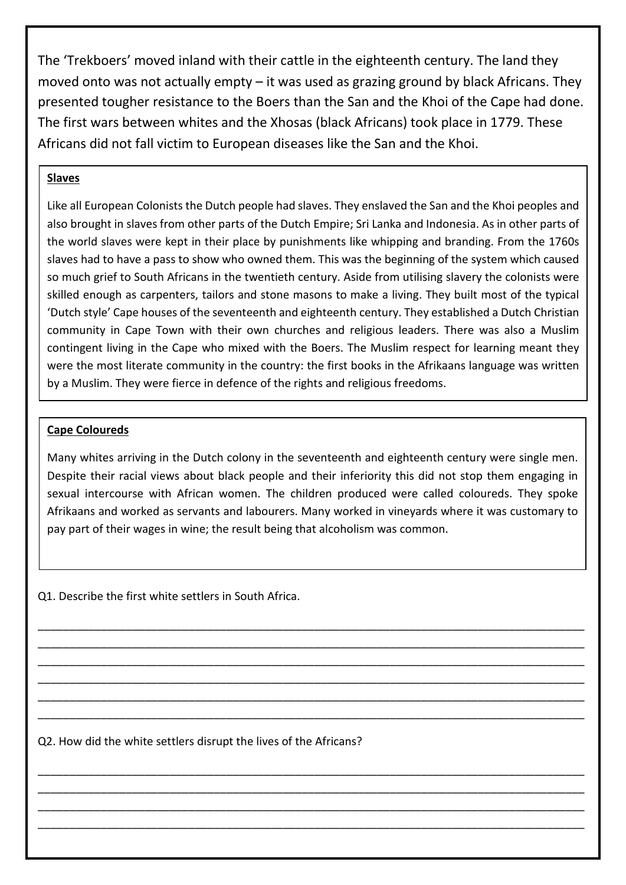The 'Trekboers' moved inland with their cattle in the eighteenth century. The land they moved onto was not actually empty – it was used as grazing ground by black Africans. They presented tougher resistance to the Boers than the San and the Khoi of the Cape had done. The first wars between whites and the Xhosas (black Africans) took place in 1779. These Africans did not fall victim to European diseases like the San and the Khoi.

**Slaves**

Like all European Colonists the Dutch people had slaves. They enslaved the San and the Khoi peoples and also brought in slaves from other parts of the Dutch Empire; Sri Lanka and Indonesia. As in other parts of the world slaves were kept in their place by punishments like whipping and branding. From the 1760s slaves had to have a pass to show who owned them. This was the beginning of the system which caused so much grief to South Africans in the twentieth century. Aside from utilising slavery the colonists were skilled enough as carpenters, tailors and stone masons to make a living. They built most of the typical 'Dutch style' Cape houses of the seventeenth and eighteenth century. They established a Dutch Christian community in Cape Town with their own churches and religious leaders. There was also a Muslim contingent living in the Cape who mixed with the Boers. The Muslim respect for learning meant they were the most literate community in the country: the first books in the Afrikaans language was written by a Muslim. They were fierce in defence of the rights and religious freedoms.

**Cape Coloureds**

Many whites arriving in the Dutch colony in the seventeenth and eighteenth century were single men. Despite their racial views about black people and their inferiority this did not stop them engaging in sexual intercourse with African women. The children produced were called coloureds. They spoke Afrikaans and worked as servants and labourers. Many worked in vineyards where it was customary to pay part of their wages in wine; the result being that alcoholism was common.

Q1. Describe the first white settlers in South Africa.

______________________________________________________________________________

______________________________________________________________________________

______________________________________________________________________________

______________________________________________________________________________

______________________________________________________________________________

______________________________________________________________________________

Q2. How did the white settlers disrupt the lives of the Africans?

______________________________________________________________________________

______________________________________________________________________________

______________________________________________________________________________

______________________________________________________________________________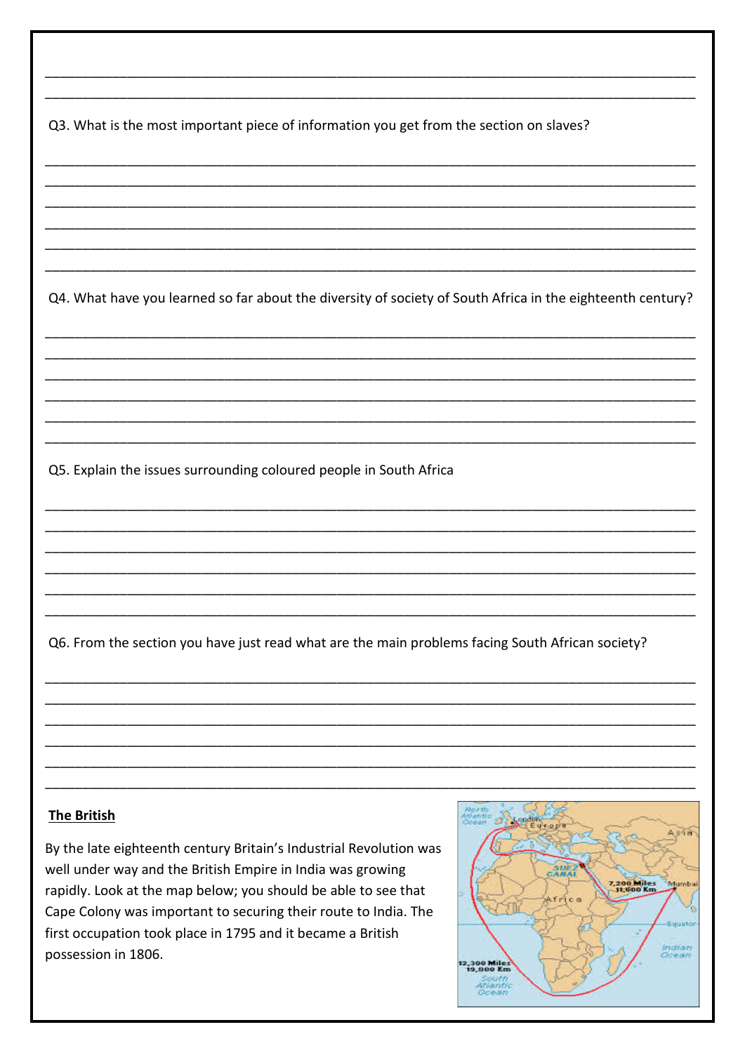Q3. What is the most important piece of information you get from the section on slaves?

Q4. What have you learned so far about the diversity of society of South Africa in the eighteenth century?

Q5. Explain the issues surrounding coloured people in South Africa

Q6. From the section you have just read what are the main problems facing South African society?

**The British**

By the late eighteenth century Britain's Industrial Revolution was well under way and the British Empire in India was growing rapidly. Look at the map below; you should be able to see that Cape Colony was important to securing their route to India. The first occupation took place in 1795 and it became a British possession in 1806.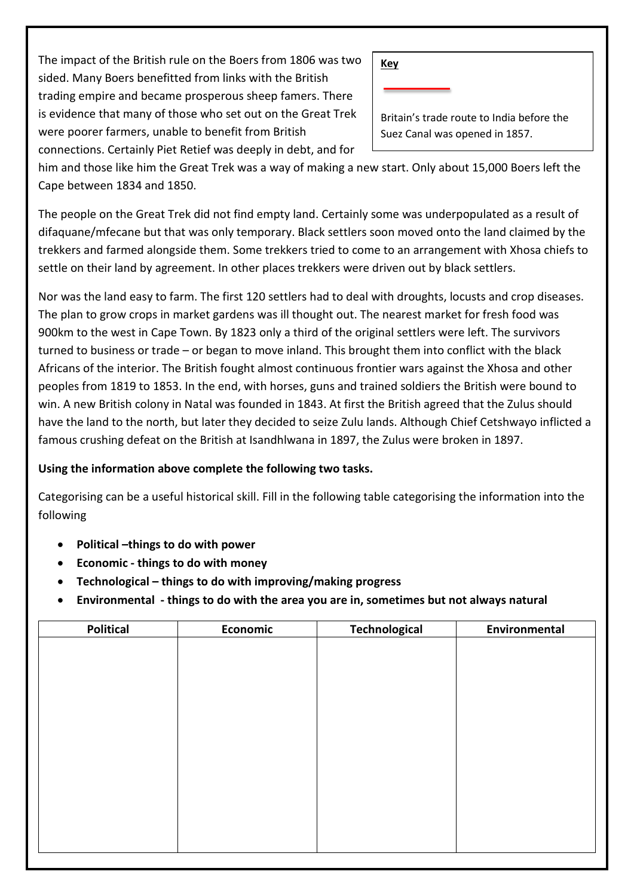The impact of the British rule on the Boers from 1806 was two sided. Many Boers benefitted from links with the British trading empire and became prosperous sheep famers. There is evidence that many of those who set out on the Great Trek were poorer farmers, unable to benefit from British connections. Certainly Piet Retief was deeply in debt, and for him and those like him the Great Trek was a way of making a new start. Only about 15,000 Boers left the Cape between 1834 and 1850.

**Key**

Britain's trade route to India before the Suez Canal was opened in 1857.

The people on the Great Trek did not find empty land. Certainly some was underpopulated as a result of difaquane/mfecane but that was only temporary. Black settlers soon moved onto the land claimed by the trekkers and farmed alongside them. Some trekkers tried to come to an arrangement with Xhosa chiefs to settle on their land by agreement. In other places trekkers were driven out by black settlers.

Nor was the land easy to farm. The first 120 settlers had to deal with droughts, locusts and crop diseases. The plan to grow crops in market gardens was ill thought out. The nearest market for fresh food was 900km to the west in Cape Town. By 1823 only a third of the original settlers were left. The survivors turned to business or trade – or began to move inland. This brought them into conflict with the black Africans of the interior. The British fought almost continuous frontier wars against the Xhosa and other peoples from 1819 to 1853. In the end, with horses, guns and trained soldiers the British were bound to win. A new British colony in Natal was founded in 1843. At first the British agreed that the Zulus should have the land to the north, but later they decided to seize Zulu lands. Although Chief Cetshwayo inflicted a famous crushing defeat on the British at Isandhlwana in 1897, the Zulus were broken in 1897.

**Using the information above complete the following two tasks.**

Categorising can be a useful historical skill. Fill in the following table categorising the information into the following

- **Political –things to do with power**
- **Economic - things to do with money**
- **Technological – things to do with improving/making progress**
- **Environmental - things to do with the area you are in, sometimes but not always natural**

| Political | Economic | Technological | Environmental |
| --- | --- | --- | --- |
| | | | |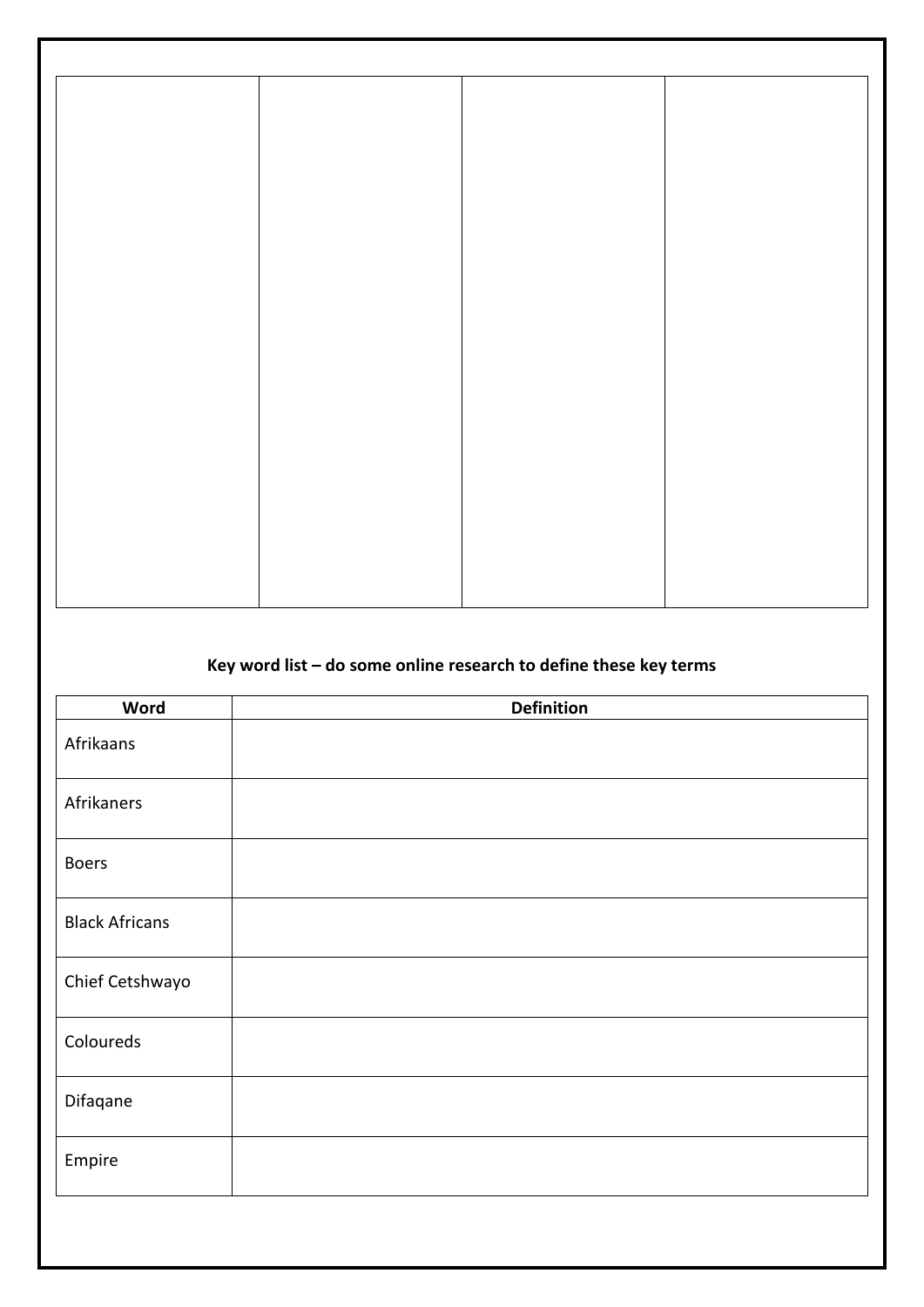| | | | |
|---|---|---|---|
| | | | |

**Key word list – do some online research to define these key terms**

| Word | Definition |
|---|---|
| Afrikaans | |
| Afrikaners | |
| Boers | |
| Black Africans | |
| Chief Cetshwayo | |
| Coloureds | |
| Difaqane | |
| Empire | |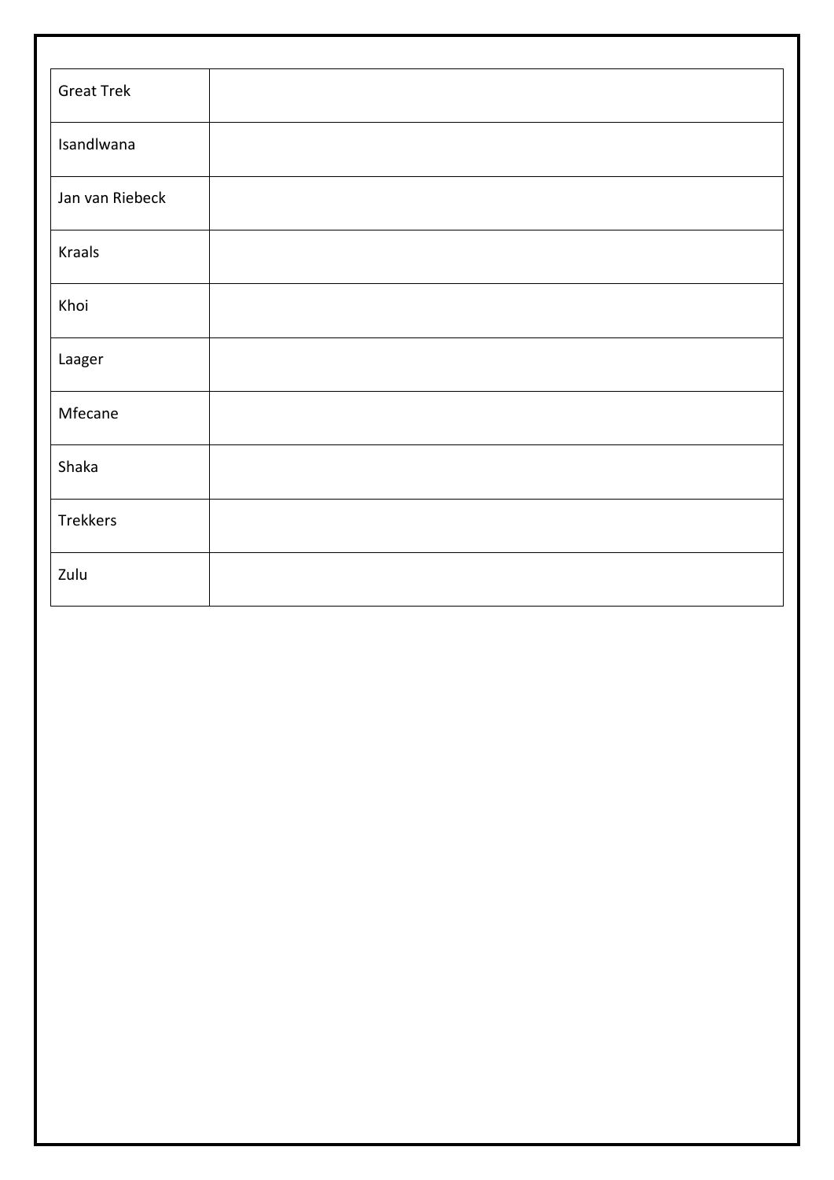| | |
|---|---|
| Great Trek | |
| Isandlwana | |
| Jan van Riebeck | |
| Kraals | |
| Khoi | |
| Laager | |
| Mfecane | |
| Shaka | |
| Trekkers | |
| Zulu | |